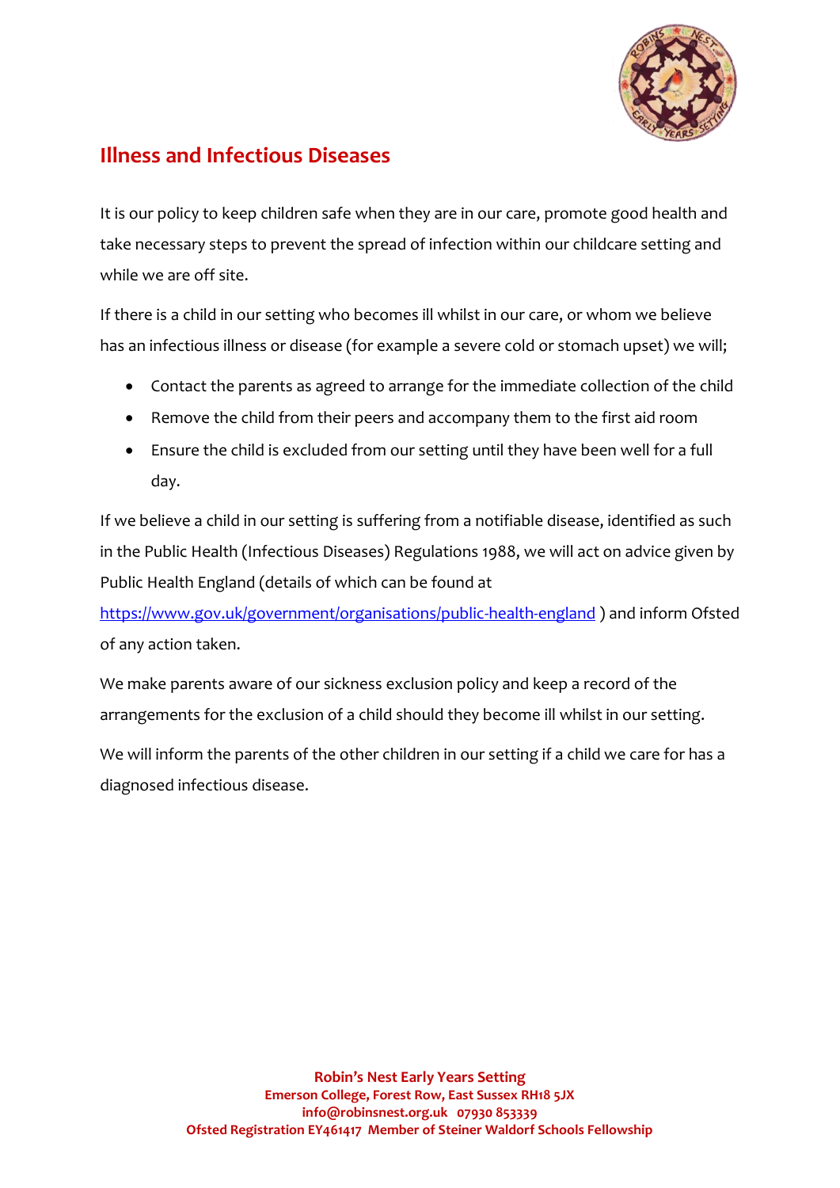# Illness and Infectious Diseases

It is our policy to keep children safe when they are in our care, promote good health and take necessary steps to prevent the spread of infection within our childcare setting and while we are off site.

If there is a child in our setting who becomes ill whilst in our care, or whom we believe has an infectious illness or disease (for example a severe cold or stomach upset) we will;

- Contact the parents as agreed to arrange for the immediate collection of the child
- Remove the child from their peers and accompany them to the first aid room
- Ensure the child is excluded from our setting until they have been well for a full day.

If we believe a child in our setting is suffering from a notifiable disease, identified as such in the Public Health (Infectious Diseases) Regulations 1988, we will act on advice given by Public Health England (details of which can be found at https://www.gov.uk/government/organisations/public-health-england ) and inform Ofsted of any action taken.

We make parents aware of our sickness exclusion policy and keep a record of the arrangements for the exclusion of a child should they become ill whilst in our setting.

We will inform the parents of the other children in our setting if a child we care for has a diagnosed infectious disease.

**Robin's Nest Early Years Setting**
**Emerson College, Forest Row, East Sussex RH18 5JX**
**info@robinsnest.org.uk 07930 853339**
**Ofsted Registration EY461417 Member of Steiner Waldorf Schools Fellowship**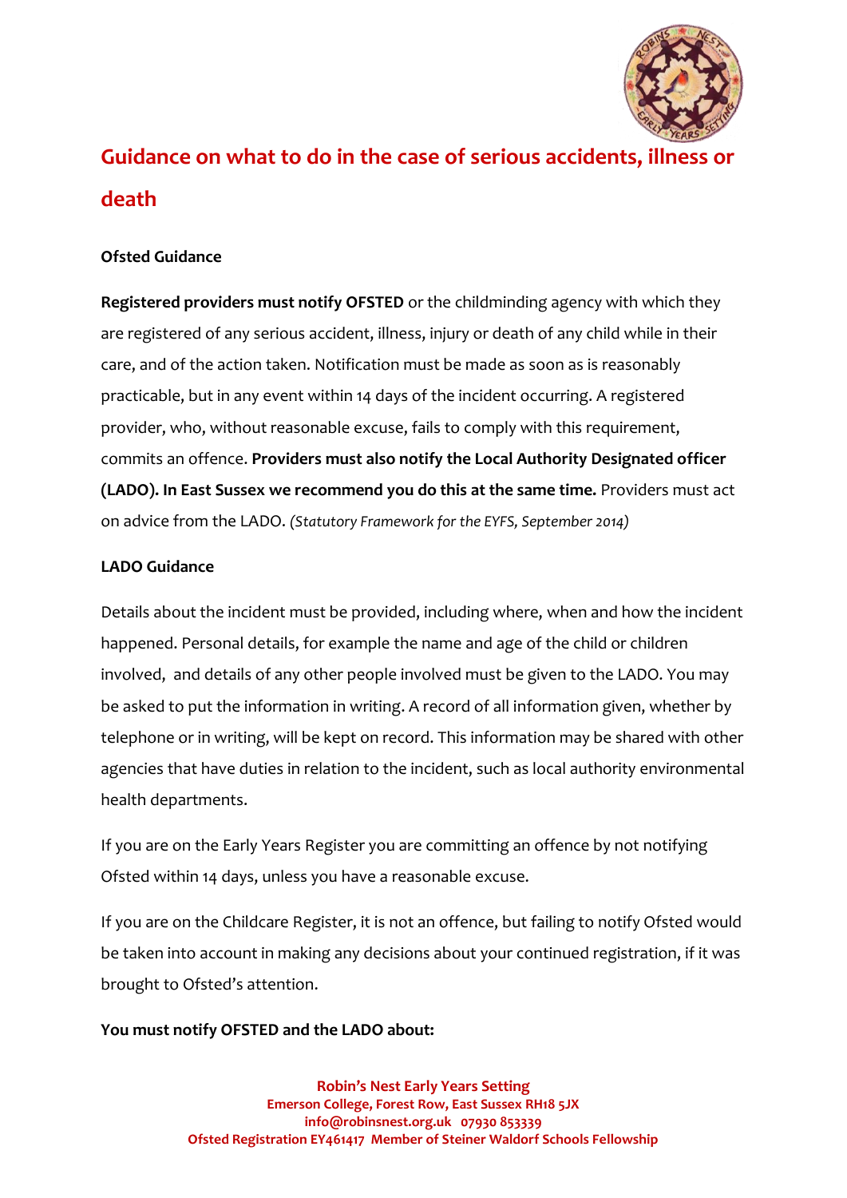## Guidance on what to do in the case of serious accidents, illness or death

**Ofsted Guidance**

**Registered providers must notify OFSTED** or the childminding agency with which they are registered of any serious accident, illness, injury or death of any child while in their care, and of the action taken. Notification must be made as soon as is reasonably practicable, but in any event within 14 days of the incident occurring. A registered provider, who, without reasonable excuse, fails to comply with this requirement, commits an offence. **Providers must also notify the Local Authority Designated officer (LADO). In East Sussex we recommend you do this at the same time.** Providers must act on advice from the LADO. *(Statutory Framework for the EYFS, September 2014)*

**LADO Guidance**

Details about the incident must be provided, including where, when and how the incident happened. Personal details, for example the name and age of the child or children involved, and details of any other people involved must be given to the LADO. You may be asked to put the information in writing. A record of all information given, whether by telephone or in writing, will be kept on record. This information may be shared with other agencies that have duties in relation to the incident, such as local authority environmental health departments.

If you are on the Early Years Register you are committing an offence by not notifying Ofsted within 14 days, unless you have a reasonable excuse.

If you are on the Childcare Register, it is not an offence, but failing to notify Ofsted would be taken into account in making any decisions about your continued registration, if it was brought to Ofsted's attention.

**You must notify OFSTED and the LADO about:**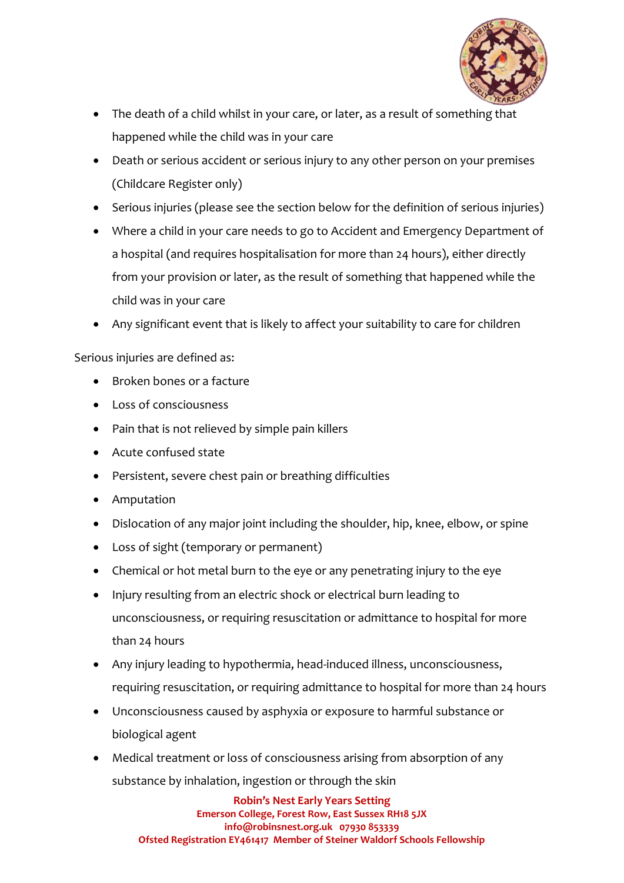- The death of a child whilst in your care, or later, as a result of something that happened while the child was in your care
- Death or serious accident or serious injury to any other person on your premises (Childcare Register only)
- Serious injuries (please see the section below for the definition of serious injuries)
- Where a child in your care needs to go to Accident and Emergency Department of a hospital (and requires hospitalisation for more than 24 hours), either directly from your provision or later, as the result of something that happened while the child was in your care
- Any significant event that is likely to affect your suitability to care for children

Serious injuries are defined as:

- Broken bones or a facture
- Loss of consciousness
- Pain that is not relieved by simple pain killers
- Acute confused state
- Persistent, severe chest pain or breathing difficulties
- Amputation
- Dislocation of any major joint including the shoulder, hip, knee, elbow, or spine
- Loss of sight (temporary or permanent)
- Chemical or hot metal burn to the eye or any penetrating injury to the eye
- Injury resulting from an electric shock or electrical burn leading to unconsciousness, or requiring resuscitation or admittance to hospital for more than 24 hours
- Any injury leading to hypothermia, head-induced illness, unconsciousness, requiring resuscitation, or requiring admittance to hospital for more than 24 hours
- Unconsciousness caused by asphyxia or exposure to harmful substance or biological agent
- Medical treatment or loss of consciousness arising from absorption of any substance by inhalation, ingestion or through the skin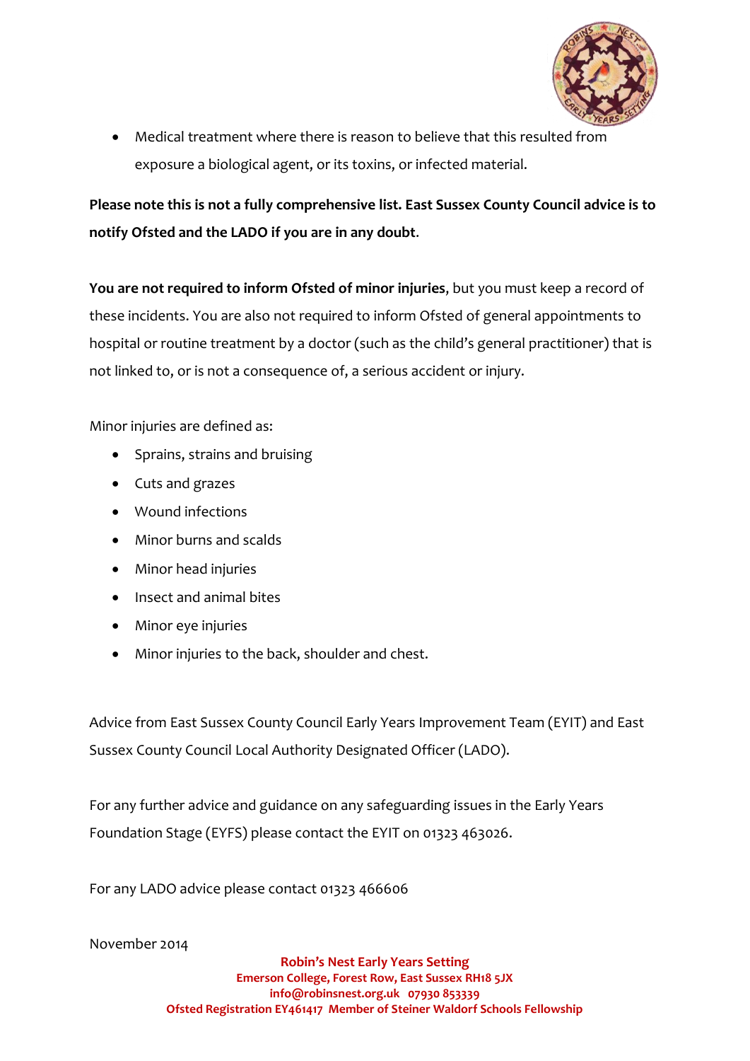- Medical treatment where there is reason to believe that this resulted from exposure a biological agent, or its toxins, or infected material.

**Please note this is not a fully comprehensive list. East Sussex County Council advice is to notify Ofsted and the LADO if you are in any doubt**.

**You are not required to inform Ofsted of minor injuries**, but you must keep a record of these incidents. You are also not required to inform Ofsted of general appointments to hospital or routine treatment by a doctor (such as the child's general practitioner) that is not linked to, or is not a consequence of, a serious accident or injury.

Minor injuries are defined as:

- Sprains, strains and bruising
- Cuts and grazes
- Wound infections
- Minor burns and scalds
- Minor head injuries
- Insect and animal bites
- Minor eye injuries
- Minor injuries to the back, shoulder and chest.

Advice from East Sussex County Council Early Years Improvement Team (EYIT) and East Sussex County Council Local Authority Designated Officer (LADO).

For any further advice and guidance on any safeguarding issues in the Early Years Foundation Stage (EYFS) please contact the EYIT on 01323 463026.

For any LADO advice please contact 01323 466606

November 2014

**Robin's Nest Early Years Setting**
**Emerson College, Forest Row, East Sussex RH18 5JX**
**info@robinsnest.org.uk 07930 853339**
**Ofsted Registration EY461417 Member of Steiner Waldorf Schools Fellowship**